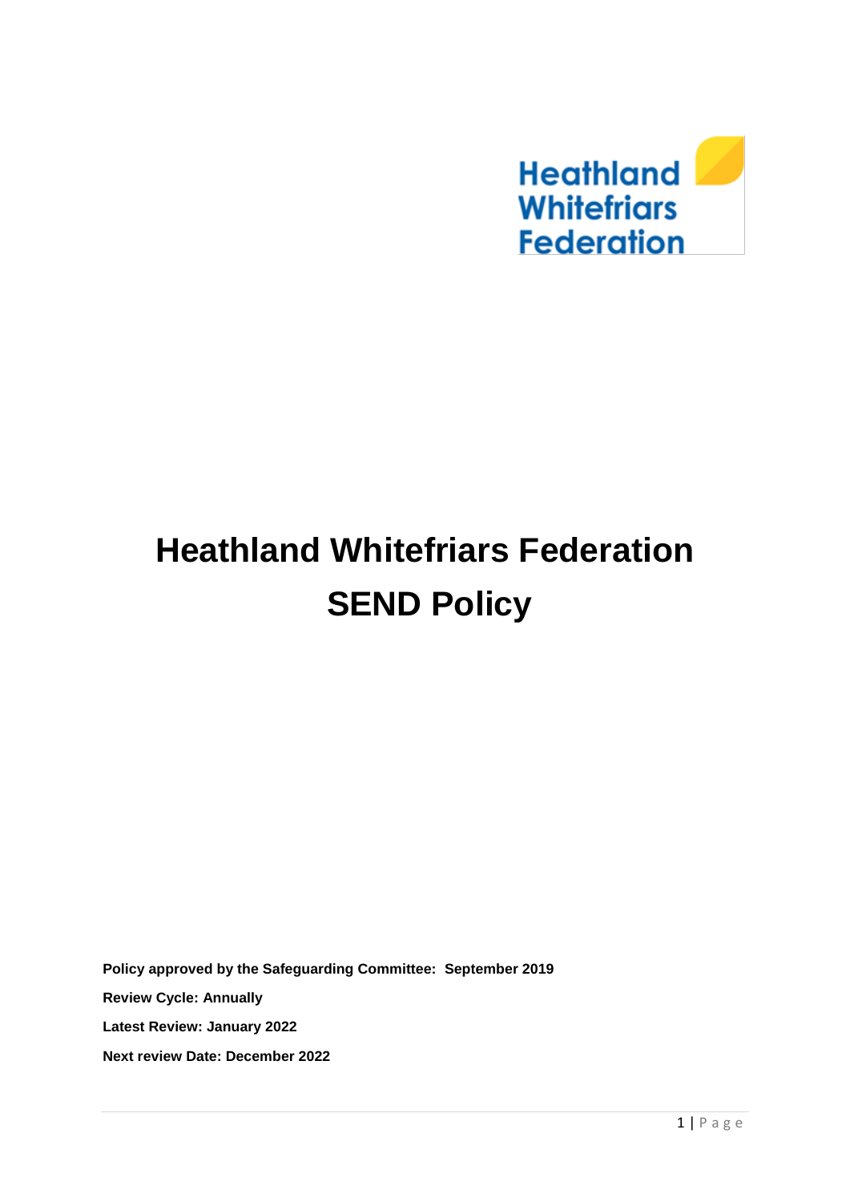Heathland Whitefriars Federation

# Heathland Whitefriars Federation SEND Policy

**Policy approved by the Safeguarding Committee: September 2019**

**Review Cycle: Annually**

**Latest Review: January 2022**

**Next review Date: December 2022**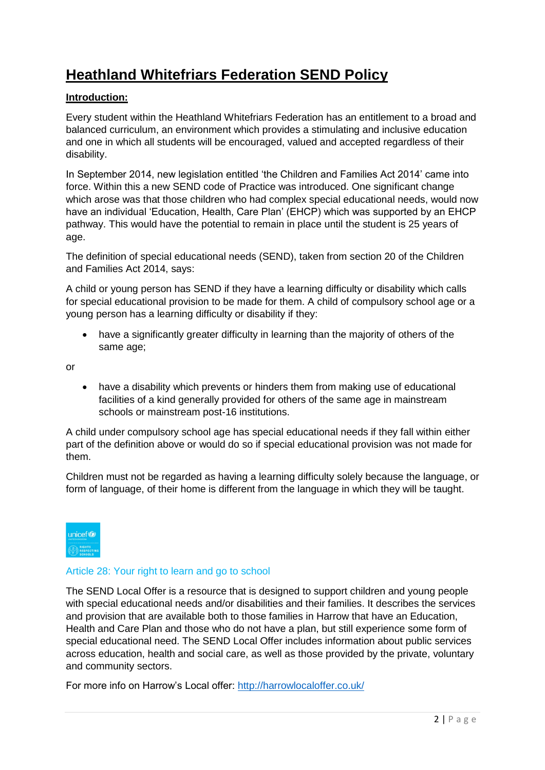# Heathland Whitefriars Federation SEND Policy

**Introduction:**

Every student within the Heathland Whitefriars Federation has an entitlement to a broad and balanced curriculum, an environment which provides a stimulating and inclusive education and one in which all students will be encouraged, valued and accepted regardless of their disability.

In September 2014, new legislation entitled 'the Children and Families Act 2014' came into force. Within this a new SEND code of Practice was introduced. One significant change which arose was that those children who had complex special educational needs, would now have an individual 'Education, Health, Care Plan' (EHCP) which was supported by an EHCP pathway. This would have the potential to remain in place until the student is 25 years of age.

The definition of special educational needs (SEND), taken from section 20 of the Children and Families Act 2014, says:

A child or young person has SEND if they have a learning difficulty or disability which calls for special educational provision to be made for them. A child of compulsory school age or a young person has a learning difficulty or disability if they:

- have a significantly greater difficulty in learning than the majority of others of the same age;

or

- have a disability which prevents or hinders them from making use of educational facilities of a kind generally provided for others of the same age in mainstream schools or mainstream post-16 institutions.

A child under compulsory school age has special educational needs if they fall within either part of the definition above or would do so if special educational provision was not made for them.

Children must not be regarded as having a learning difficulty solely because the language, or form of language, of their home is different from the language in which they will be taught.

Article 28: Your right to learn and go to school

The SEND Local Offer is a resource that is designed to support children and young people with special educational needs and/or disabilities and their families. It describes the services and provision that are available both to those families in Harrow that have an Education, Health and Care Plan and those who do not have a plan, but still experience some form of special educational need. The SEND Local Offer includes information about public services across education, health and social care, as well as those provided by the private, voluntary and community sectors.

For more info on Harrow's Local offer: http://harrowlocaloffer.co.uk/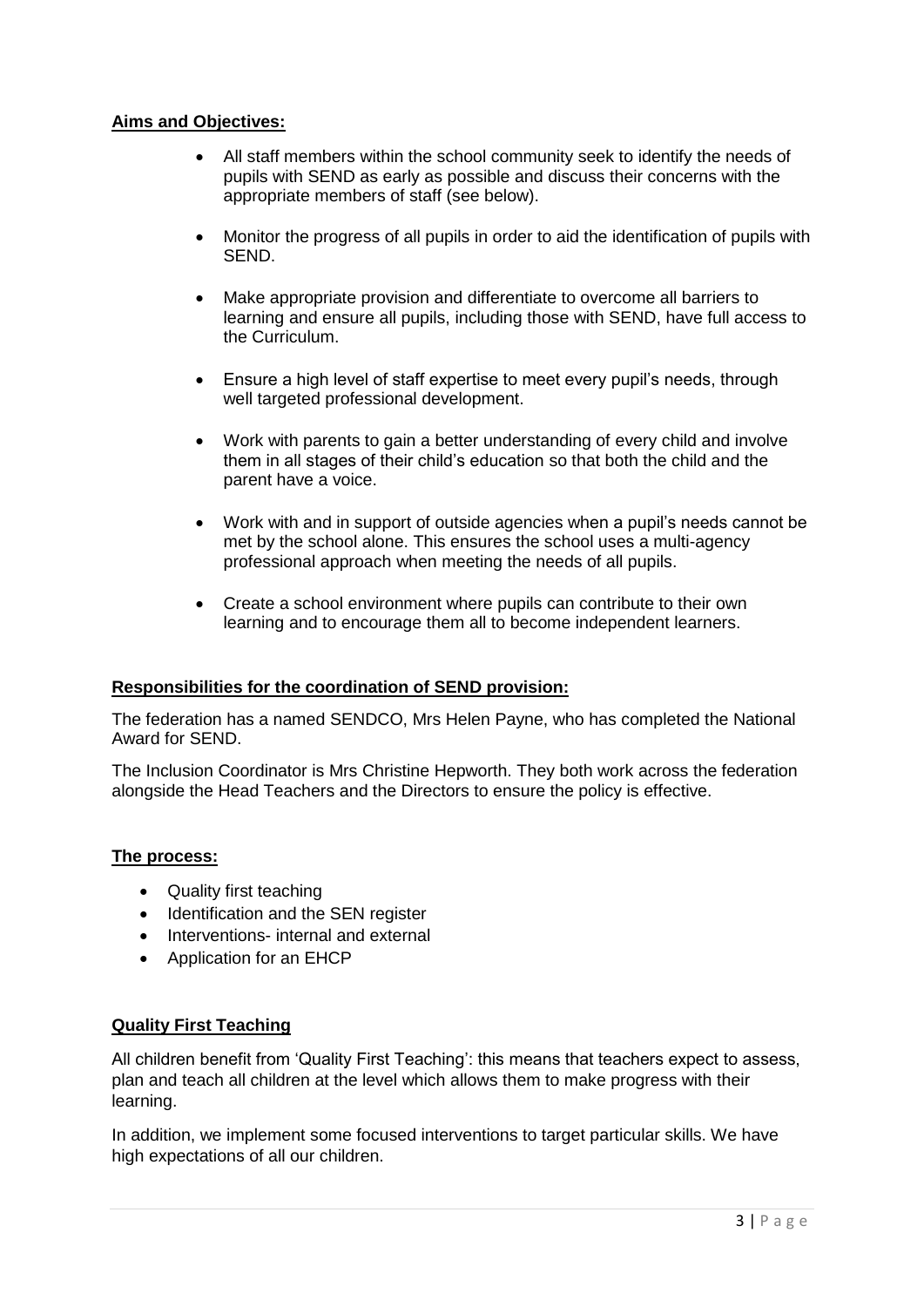**Aims and Objectives:**

- All staff members within the school community seek to identify the needs of pupils with SEND as early as possible and discuss their concerns with the appropriate members of staff (see below).
- Monitor the progress of all pupils in order to aid the identification of pupils with SEND.
- Make appropriate provision and differentiate to overcome all barriers to learning and ensure all pupils, including those with SEND, have full access to the Curriculum.
- Ensure a high level of staff expertise to meet every pupil's needs, through well targeted professional development.
- Work with parents to gain a better understanding of every child and involve them in all stages of their child's education so that both the child and the parent have a voice.
- Work with and in support of outside agencies when a pupil's needs cannot be met by the school alone. This ensures the school uses a multi-agency professional approach when meeting the needs of all pupils.
- Create a school environment where pupils can contribute to their own learning and to encourage them all to become independent learners.

**Responsibilities for the coordination of SEND provision:**

The federation has a named SENDCO, Mrs Helen Payne, who has completed the National Award for SEND.

The Inclusion Coordinator is Mrs Christine Hepworth. They both work across the federation alongside the Head Teachers and the Directors to ensure the policy is effective.

**The process:**

- Quality first teaching
- Identification and the SEN register
- Interventions- internal and external
- Application for an EHCP

**Quality First Teaching**

All children benefit from 'Quality First Teaching': this means that teachers expect to assess, plan and teach all children at the level which allows them to make progress with their learning.

In addition, we implement some focused interventions to target particular skills. We have high expectations of all our children.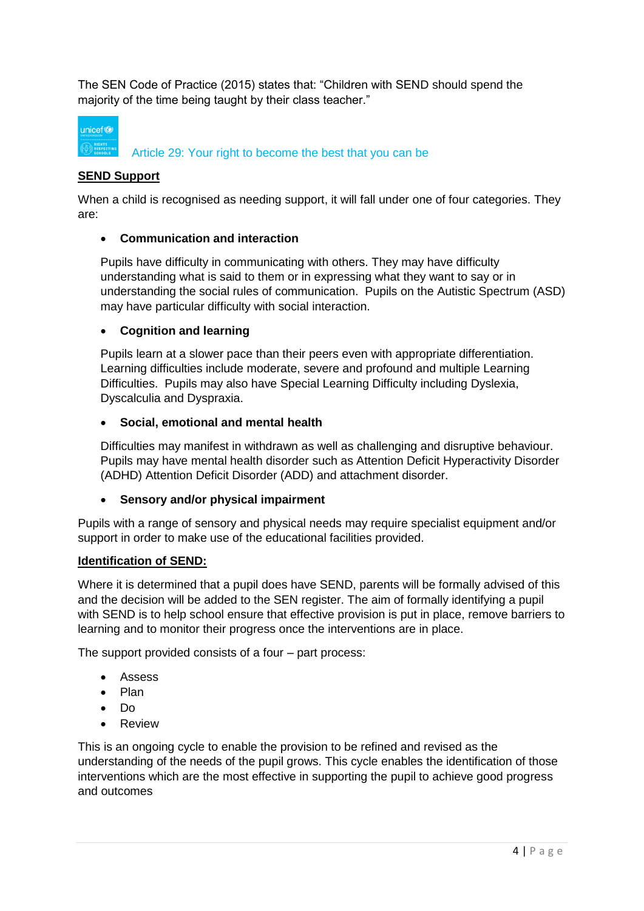The SEN Code of Practice (2015) states that: “Children with SEND should spend the majority of the time being taught by their class teacher.”

Article 29: Your right to become the best that you can be

**SEND Support**

When a child is recognised as needing support, it will fall under one of four categories. They are:

- **Communication and interaction**

  Pupils have difficulty in communicating with others. They may have difficulty understanding what is said to them or in expressing what they want to say or in understanding the social rules of communication. Pupils on the Autistic Spectrum (ASD) may have particular difficulty with social interaction.

- **Cognition and learning**

  Pupils learn at a slower pace than their peers even with appropriate differentiation. Learning difficulties include moderate, severe and profound and multiple Learning Difficulties. Pupils may also have Special Learning Difficulty including Dyslexia, Dyscalculia and Dyspraxia.

- **Social, emotional and mental health**

  Difficulties may manifest in withdrawn as well as challenging and disruptive behaviour. Pupils may have mental health disorder such as Attention Deficit Hyperactivity Disorder (ADHD) Attention Deficit Disorder (ADD) and attachment disorder.

- **Sensory and/or physical impairment**

Pupils with a range of sensory and physical needs may require specialist equipment and/or support in order to make use of the educational facilities provided.

**Identification of SEND:**

Where it is determined that a pupil does have SEND, parents will be formally advised of this and the decision will be added to the SEN register. The aim of formally identifying a pupil with SEND is to help school ensure that effective provision is put in place, remove barriers to learning and to monitor their progress once the interventions are in place.

The support provided consists of a four – part process:

- Assess
- Plan
- Do
- Review

This is an ongoing cycle to enable the provision to be refined and revised as the understanding of the needs of the pupil grows. This cycle enables the identification of those interventions which are the most effective in supporting the pupil to achieve good progress and outcomes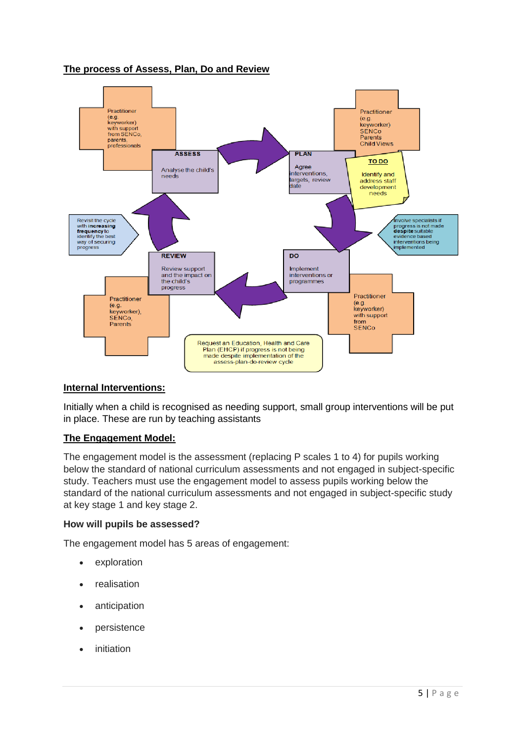## The process of Assess, Plan, Do and Review

Practitioner (e.g. keyworker) with support from SENCo, parents, professionals

**ASSESS**

Analyse the child's needs

Practitioner (e.g. keyworker) SENCo Parents Child Views

**PLAN**

Agree interventions, targets, review date

**TO DO**

Identify and address staff development needs

Revisit the cycle with **increasing frequency** to identify the best way of securing progress

Involve specialists if progress is not made **despite** suitable evidence based interventions being implemented

**REVIEW**

Review support and the impact on the child's progress

**DO**

Implement interventions or programmes

Practitioner (e.g. keyworker), SENCo, Parents

Practitioner (e.g. keyworker) with support from SENCo

Request an Education, Health and Care Plan (EHCP) if progress is not being made despite implementation of the assess-plan-do-review cycle

## Internal Interventions:

Initially when a child is recognised as needing support, small group interventions will be put in place. These are run by teaching assistants

## The Engagement Model:

The engagement model is the assessment (replacing P scales 1 to 4) for pupils working below the standard of national curriculum assessments and not engaged in subject-specific study. Teachers must use the engagement model to assess pupils working below the standard of the national curriculum assessments and not engaged in subject-specific study at key stage 1 and key stage 2.

### How will pupils be assessed?

The engagement model has 5 areas of engagement:

- exploration
- realisation
- anticipation
- persistence
- initiation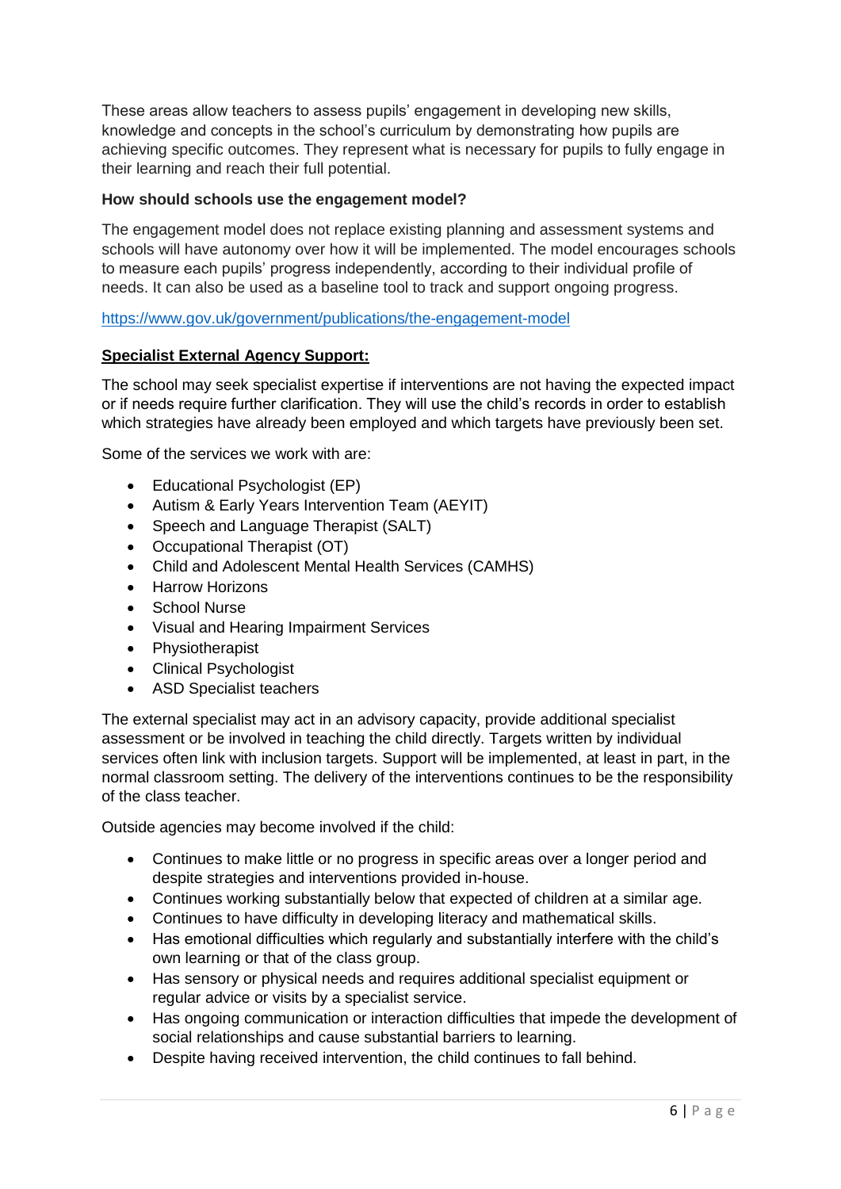These areas allow teachers to assess pupils' engagement in developing new skills, knowledge and concepts in the school's curriculum by demonstrating how pupils are achieving specific outcomes. They represent what is necessary for pupils to fully engage in their learning and reach their full potential.

**How should schools use the engagement model?**

The engagement model does not replace existing planning and assessment systems and schools will have autonomy over how it will be implemented. The model encourages schools to measure each pupils' progress independently, according to their individual profile of needs. It can also be used as a baseline tool to track and support ongoing progress.

https://www.gov.uk/government/publications/the-engagement-model

**Specialist External Agency Support:**

The school may seek specialist expertise if interventions are not having the expected impact or if needs require further clarification. They will use the child's records in order to establish which strategies have already been employed and which targets have previously been set.

Some of the services we work with are:

- Educational Psychologist (EP)
- Autism & Early Years Intervention Team (AEYIT)
- Speech and Language Therapist (SALT)
- Occupational Therapist (OT)
- Child and Adolescent Mental Health Services (CAMHS)
- Harrow Horizons
- School Nurse
- Visual and Hearing Impairment Services
- Physiotherapist
- Clinical Psychologist
- ASD Specialist teachers

The external specialist may act in an advisory capacity, provide additional specialist assessment or be involved in teaching the child directly. Targets written by individual services often link with inclusion targets. Support will be implemented, at least in part, in the normal classroom setting. The delivery of the interventions continues to be the responsibility of the class teacher.

Outside agencies may become involved if the child:

- Continues to make little or no progress in specific areas over a longer period and despite strategies and interventions provided in-house.
- Continues working substantially below that expected of children at a similar age.
- Continues to have difficulty in developing literacy and mathematical skills.
- Has emotional difficulties which regularly and substantially interfere with the child's own learning or that of the class group.
- Has sensory or physical needs and requires additional specialist equipment or regular advice or visits by a specialist service.
- Has ongoing communication or interaction difficulties that impede the development of social relationships and cause substantial barriers to learning.
- Despite having received intervention, the child continues to fall behind.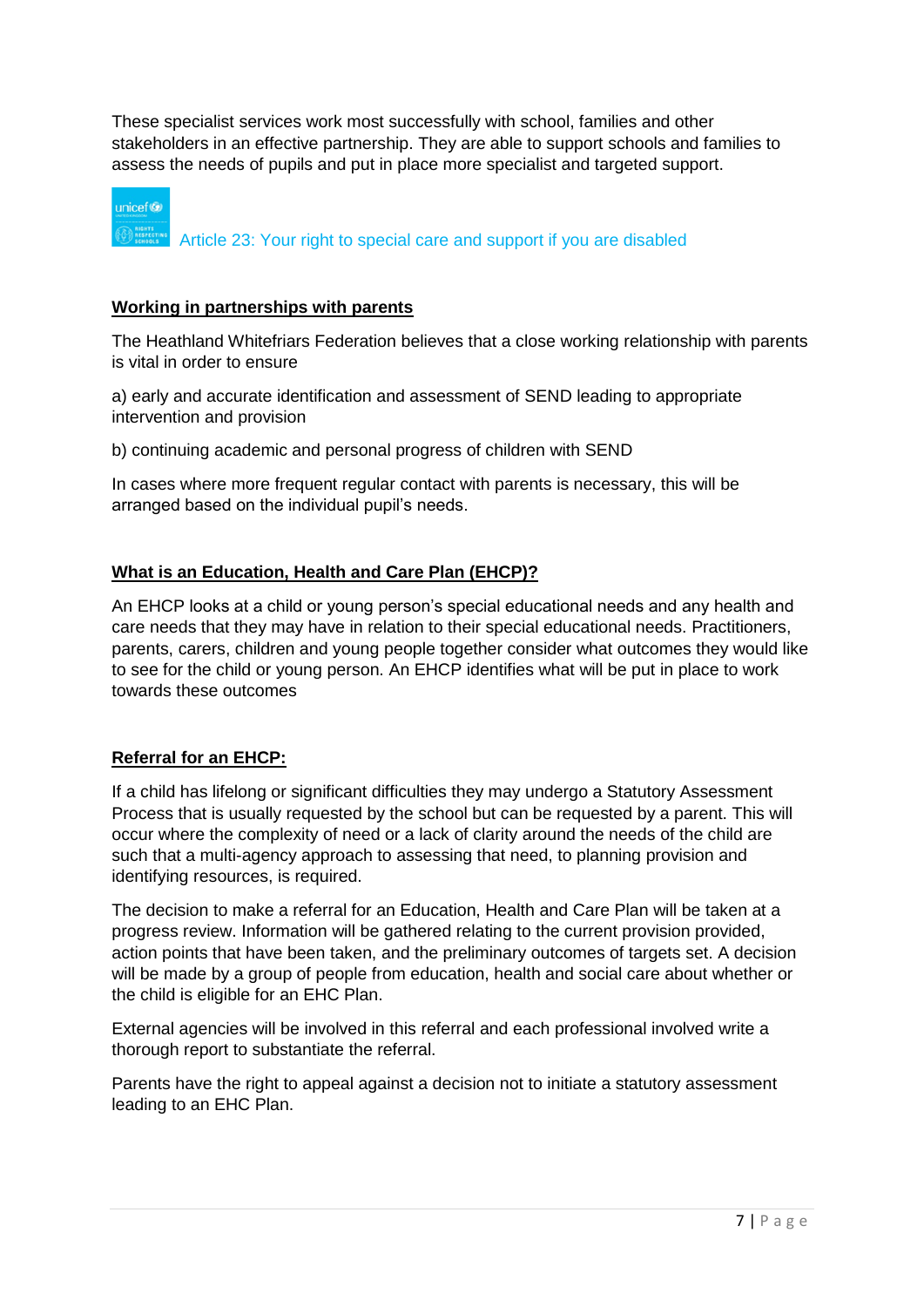These specialist services work most successfully with school, families and other stakeholders in an effective partnership. They are able to support schools and families to assess the needs of pupils and put in place more specialist and targeted support.

Article 23: Your right to special care and support if you are disabled

**Working in partnerships with parents**

The Heathland Whitefriars Federation believes that a close working relationship with parents is vital in order to ensure

a) early and accurate identification and assessment of SEND leading to appropriate intervention and provision

b) continuing academic and personal progress of children with SEND

In cases where more frequent regular contact with parents is necessary, this will be arranged based on the individual pupil's needs.

**What is an Education, Health and Care Plan (EHCP)?**

An EHCP looks at a child or young person's special educational needs and any health and care needs that they may have in relation to their special educational needs. Practitioners, parents, carers, children and young people together consider what outcomes they would like to see for the child or young person. An EHCP identifies what will be put in place to work towards these outcomes

**Referral for an EHCP:**

If a child has lifelong or significant difficulties they may undergo a Statutory Assessment Process that is usually requested by the school but can be requested by a parent. This will occur where the complexity of need or a lack of clarity around the needs of the child are such that a multi-agency approach to assessing that need, to planning provision and identifying resources, is required.

The decision to make a referral for an Education, Health and Care Plan will be taken at a progress review. Information will be gathered relating to the current provision provided, action points that have been taken, and the preliminary outcomes of targets set. A decision will be made by a group of people from education, health and social care about whether or the child is eligible for an EHC Plan.

External agencies will be involved in this referral and each professional involved write a thorough report to substantiate the referral.

Parents have the right to appeal against a decision not to initiate a statutory assessment leading to an EHC Plan.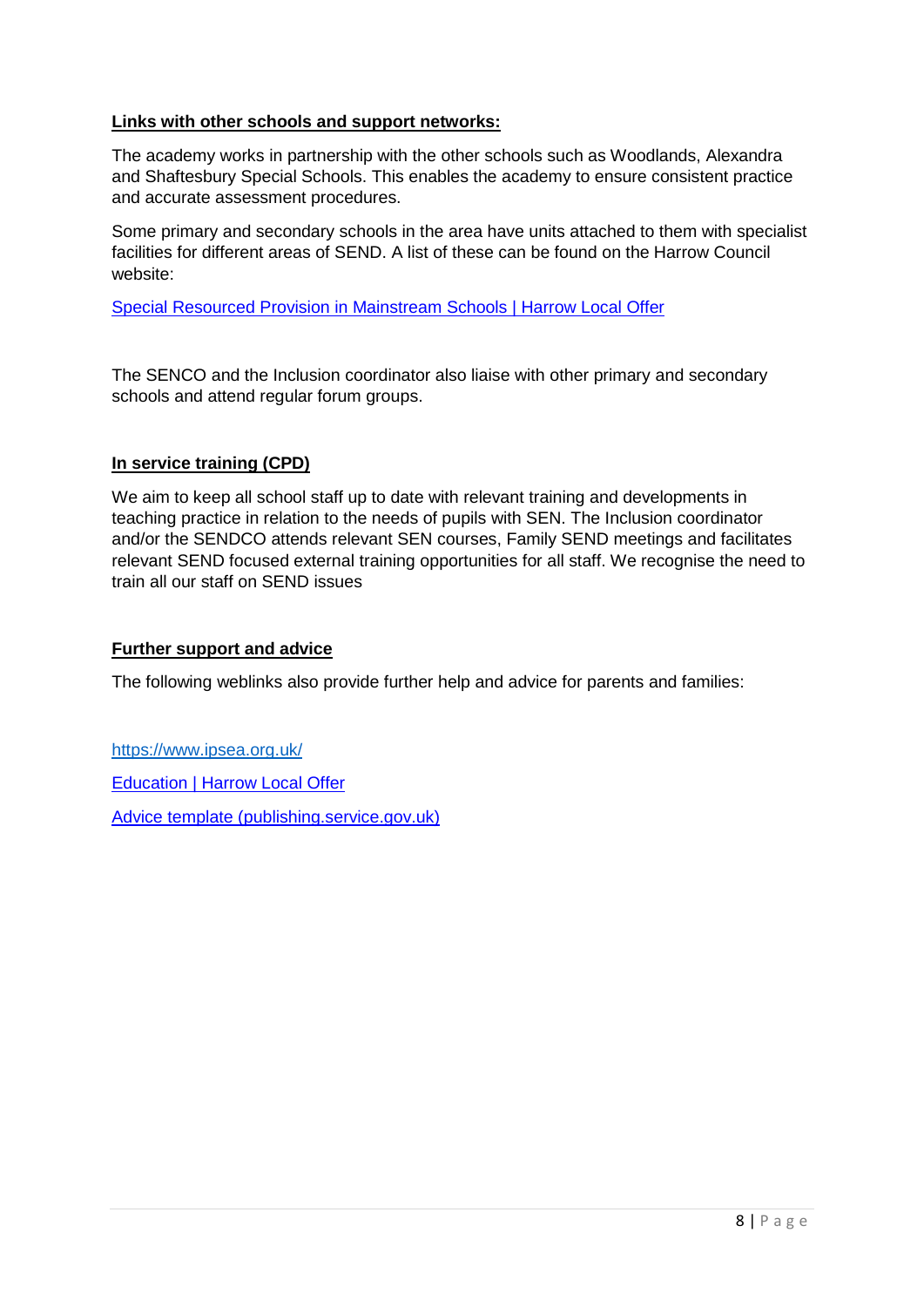**Links with other schools and support networks:**

The academy works in partnership with the other schools such as Woodlands, Alexandra and Shaftesbury Special Schools. This enables the academy to ensure consistent practice and accurate assessment procedures.

Some primary and secondary schools in the area have units attached to them with specialist facilities for different areas of SEND. A list of these can be found on the Harrow Council website:

Special Resourced Provision in Mainstream Schools | Harrow Local Offer

The SENCO and the Inclusion coordinator also liaise with other primary and secondary schools and attend regular forum groups.

**In service training (CPD)**

We aim to keep all school staff up to date with relevant training and developments in teaching practice in relation to the needs of pupils with SEN. The Inclusion coordinator and/or the SENDCO attends relevant SEN courses, Family SEND meetings and facilitates relevant SEND focused external training opportunities for all staff. We recognise the need to train all our staff on SEND issues

**Further support and advice**

The following weblinks also provide further help and advice for parents and families:

https://www.ipsea.org.uk/

Education | Harrow Local Offer

Advice template (publishing.service.gov.uk)